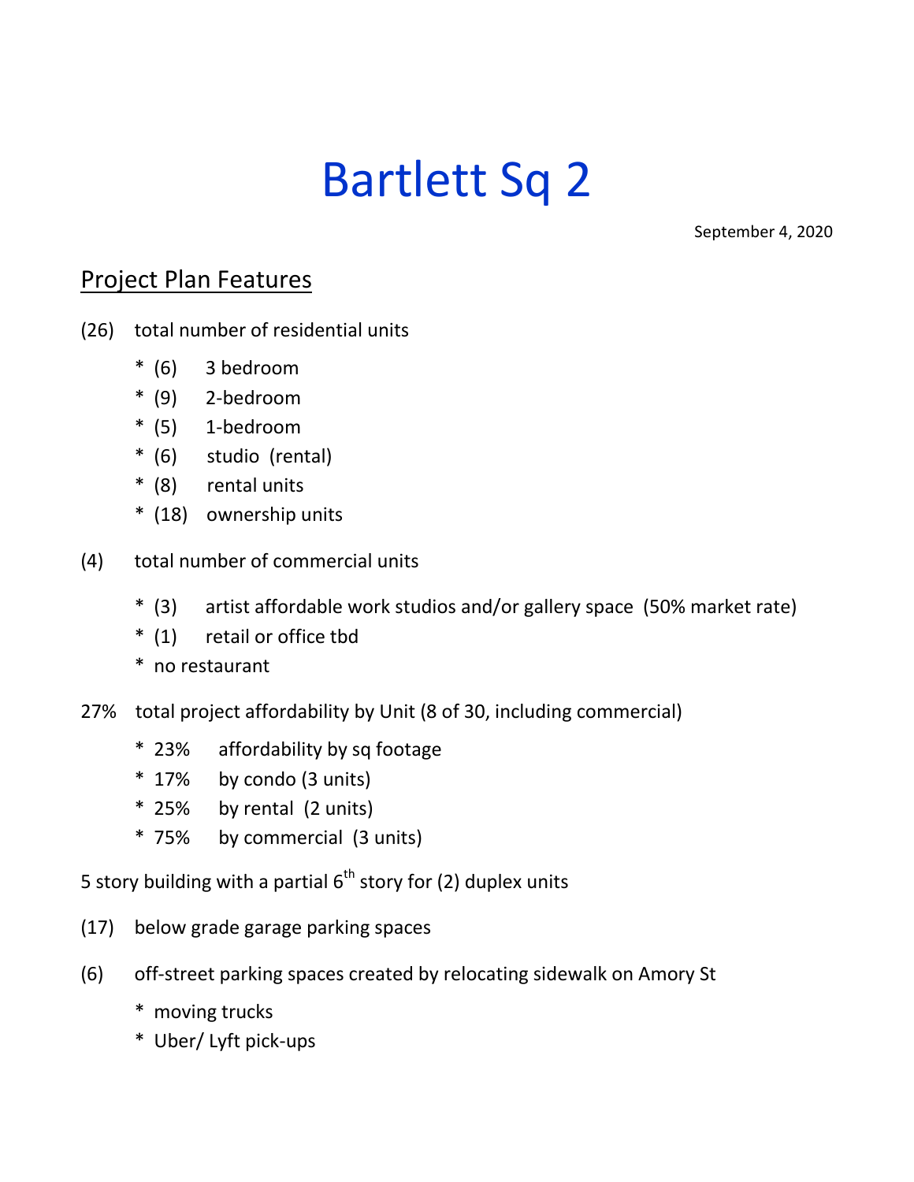# Bartlett Sq 2

September 4, 2020

## Project Plan Features

(26) total number of residential units

* (6) 3 bedroom
* (9) 2-bedroom
* (5) 1-bedroom
* (6) studio (rental)
* (8) rental units
* (18) ownership units

(4) total number of commercial units

* (3) artist affordable work studios and/or gallery space (50% market rate)
* (1) retail or office tbd
* no restaurant

27% total project affordability by Unit (8 of 30, including commercial)

* 23% affordability by sq footage
* 17% by condo (3 units)
* 25% by rental (2 units)
* 75% by commercial (3 units)

5 story building with a partial 6th story for (2) duplex units

(17) below grade garage parking spaces

(6) off-street parking spaces created by relocating sidewalk on Amory St

* moving trucks
* Uber/ Lyft pick-ups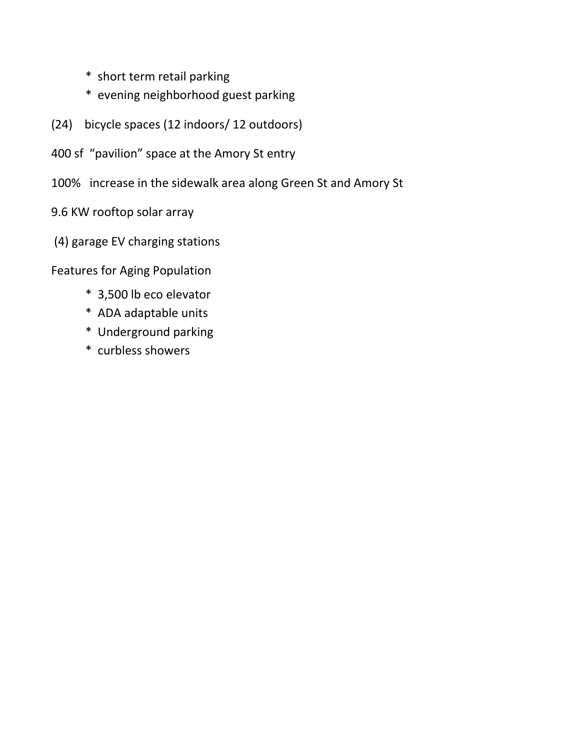* short term retail parking
* evening neighborhood guest parking

(24) bicycle spaces (12 indoors/ 12 outdoors)

400 sf "pavilion" space at the Amory St entry

100% increase in the sidewalk area along Green St and Amory St

9.6 KW rooftop solar array

(4) garage EV charging stations

Features for Aging Population

* 3,500 lb eco elevator
* ADA adaptable units
* Underground parking
* curbless showers